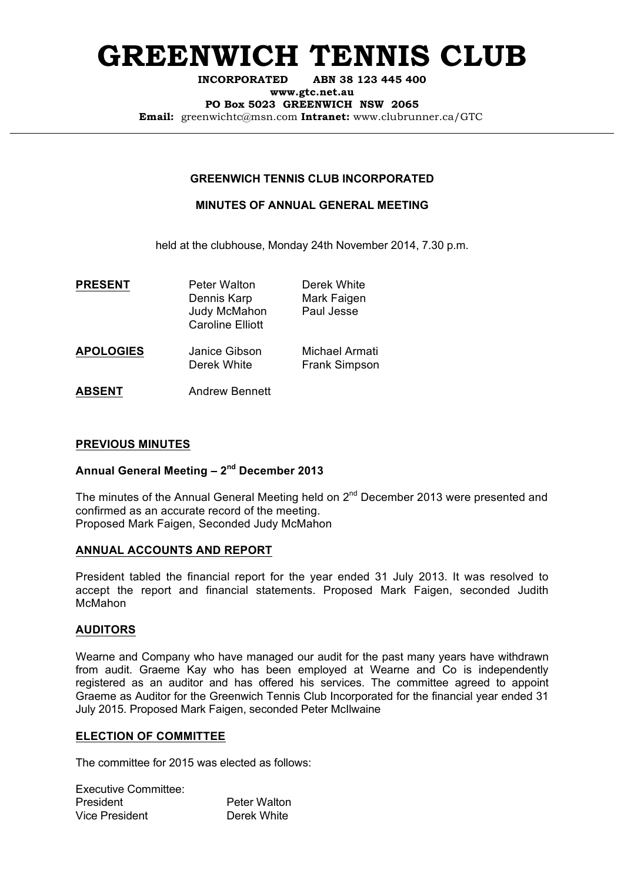# GREENWICH TENNIS CLUB

**INCORPORATED ABN 38 123 445 400**
**www.gtc.net.au**
**PO Box 5023 GREENWICH NSW 2065**
**Email:** greenwichtc@msn.com **Intranet:** www.clubrunner.ca/GTC

---

**GREENWICH TENNIS CLUB INCORPORATED**

**MINUTES OF ANNUAL GENERAL MEETING**

held at the clubhouse, Monday 24th November 2014, 7.30 p.m.

| | | |
|---|---|---|
| **PRESENT** | Peter Walton | Derek White |
| | Dennis Karp | Mark Faigen |
| | Judy McMahon | Paul Jesse |
| | Caroline Elliott | |
| **APOLOGIES** | Janice Gibson | Michael Armati |
| | Derek White | Frank Simpson |
| **ABSENT** | Andrew Bennett | |

## PREVIOUS MINUTES

### Annual General Meeting – 2nd December 2013

The minutes of the Annual General Meeting held on 2nd December 2013 were presented and confirmed as an accurate record of the meeting.
Proposed Mark Faigen, Seconded Judy McMahon

## ANNUAL ACCOUNTS AND REPORT

President tabled the financial report for the year ended 31 July 2013. It was resolved to accept the report and financial statements. Proposed Mark Faigen, seconded Judith McMahon

## AUDITORS

Wearne and Company who have managed our audit for the past many years have withdrawn from audit. Graeme Kay who has been employed at Wearne and Co is independently registered as an auditor and has offered his services. The committee agreed to appoint Graeme as Auditor for the Greenwich Tennis Club Incorporated for the financial year ended 31 July 2015. Proposed Mark Faigen, seconded Peter McIlwaine

## ELECTION OF COMMITTEE

The committee for 2015 was elected as follows:

Executive Committee:

| | |
|---|---|
| President | Peter Walton |
| Vice President | Derek White |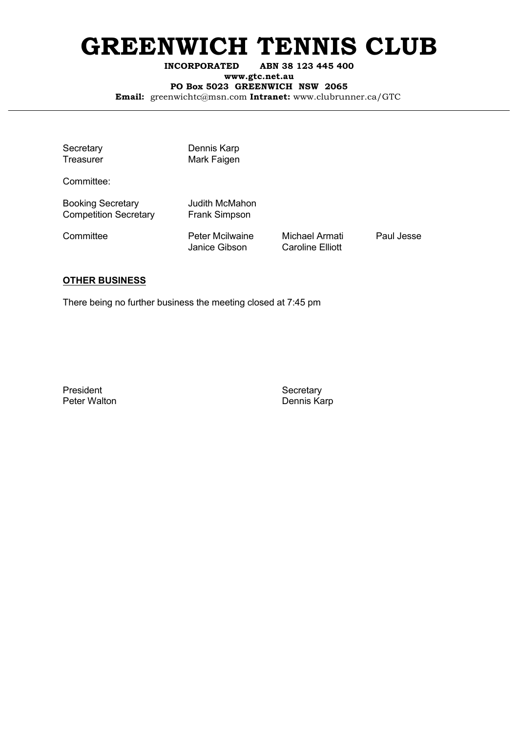# GREENWICH TENNIS CLUB

**INCORPORATED ABN 38 123 445 400**
**www.gtc.net.au**
**PO Box 5023 GREENWICH NSW 2065**
**Email:** greenwichtc@msn.com **Intranet:** www.clubrunner.ca/GTC

---

| | | | |
|---|---|---|---|
| Secretary | Dennis Karp | | |
| Treasurer | Mark Faigen | | |
| Committee: | | | |
| Booking Secretary | Judith McMahon | | |
| Competition Secretary | Frank Simpson | | |
| Committee | Peter Mcilwaine | Michael Armati | Paul Jesse |
| | Janice Gibson | Caroline Elliott | |

**OTHER BUSINESS**

There being no further business the meeting closed at 7:45 pm

President
Peter Walton

Secretary
Dennis Karp